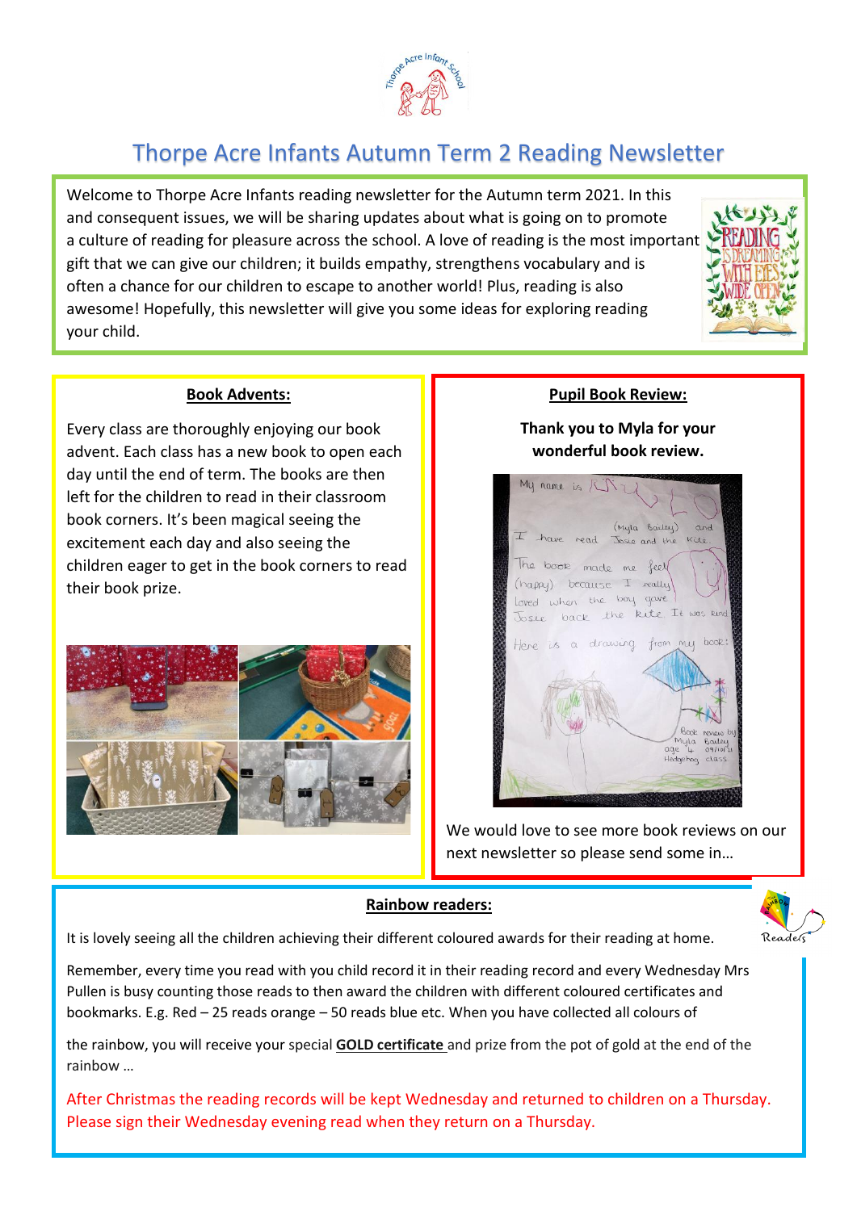# Thorpe Acre Infants Autumn Term 2 Reading Newsletter

Welcome to Thorpe Acre Infants reading newsletter for the Autumn term 2021. In this and consequent issues, we will be sharing updates about what is going on to promote a culture of reading for pleasure across the school. A love of reading is the most important gift that we can give our children; it builds empathy, strengthens vocabulary and is often a chance for our children to escape to another world! Plus, reading is also awesome! Hopefully, this newsletter will give you some ideas for exploring reading your child.

## Book Advents:

Every class are thoroughly enjoying our book advent. Each class has a new book to open each day until the end of term. The books are then left for the children to read in their classroom book corners. It's been magical seeing the excitement each day and also seeing the children eager to get in the book corners to read their book prize.

## Pupil Book Review:

**Thank you to Myla for your wonderful book review.**

We would love to see more book reviews on our next newsletter so please send some in…

## Rainbow readers:

It is lovely seeing all the children achieving their different coloured awards for their reading at home.

Remember, every time you read with you child record it in their reading record and every Wednesday Mrs Pullen is busy counting those reads to then award the children with different coloured certificates and bookmarks. E.g. Red – 25 reads orange – 50 reads blue etc. When you have collected all colours of

the rainbow, you will receive your special **GOLD certificate** and prize from the pot of gold at the end of the rainbow …

After Christmas the reading records will be kept Wednesday and returned to children on a Thursday. Please sign their Wednesday evening read when they return on a Thursday.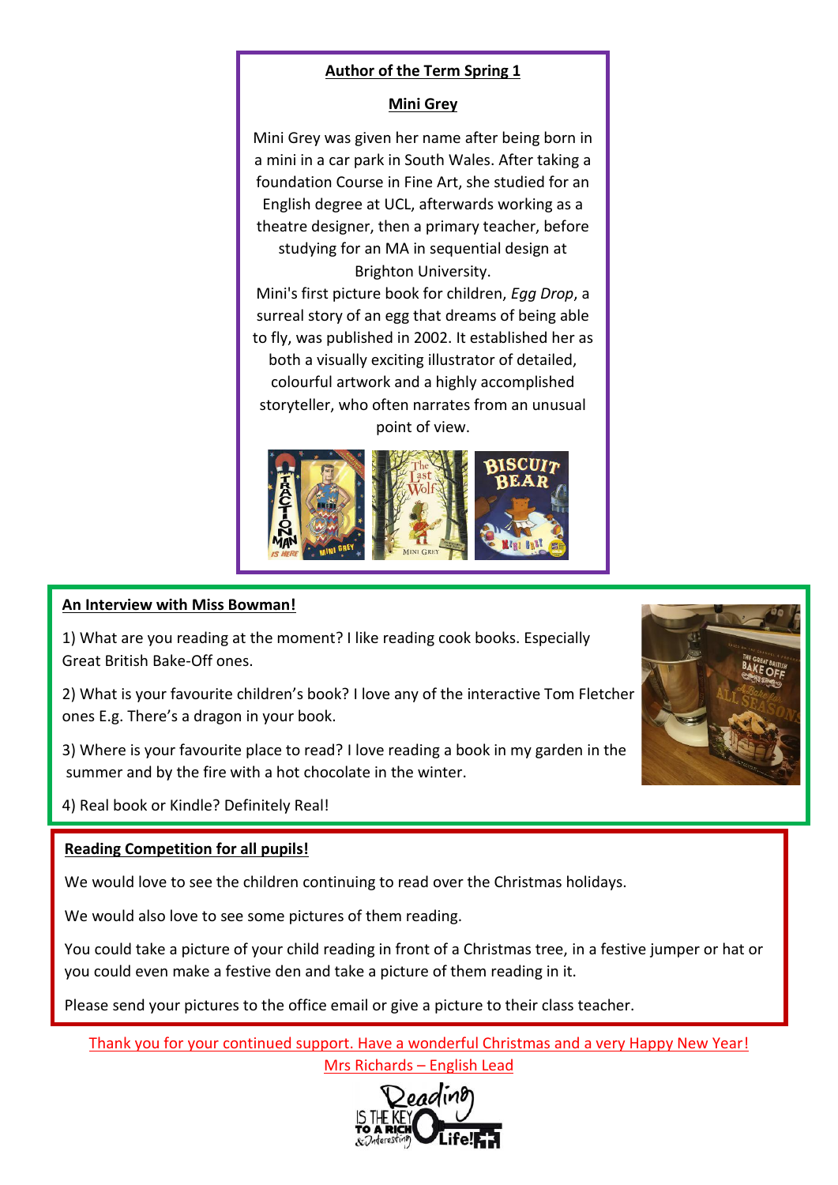## Author of the Term Spring 1

### Mini Grey

Mini Grey was given her name after being born in a mini in a car park in South Wales. After taking a foundation Course in Fine Art, she studied for an English degree at UCL, afterwards working as a theatre designer, then a primary teacher, before studying for an MA in sequential design at Brighton University.

Mini's first picture book for children, *Egg Drop*, a surreal story of an egg that dreams of being able to fly, was published in 2002. It established her as both a visually exciting illustrator of detailed, colourful artwork and a highly accomplished storyteller, who often narrates from an unusual point of view.

## An Interview with Miss Bowman!

1) What are you reading at the moment? I like reading cook books. Especially Great British Bake-Off ones.

2) What is your favourite children's book? I love any of the interactive Tom Fletcher ones E.g. There's a dragon in your book.

3) Where is your favourite place to read? I love reading a book in my garden in the summer and by the fire with a hot chocolate in the winter.

4) Real book or Kindle? Definitely Real!

## Reading Competition for all pupils!

We would love to see the children continuing to read over the Christmas holidays.

We would also love to see some pictures of them reading.

You could take a picture of your child reading in front of a Christmas tree, in a festive jumper or hat or you could even make a festive den and take a picture of them reading in it.

Please send your pictures to the office email or give a picture to their class teacher.

Thank you for your continued support. Have a wonderful Christmas and a very Happy New Year!

Mrs Richards – English Lead

Reading IS THE KEY TO A RICH & Interesting Life!